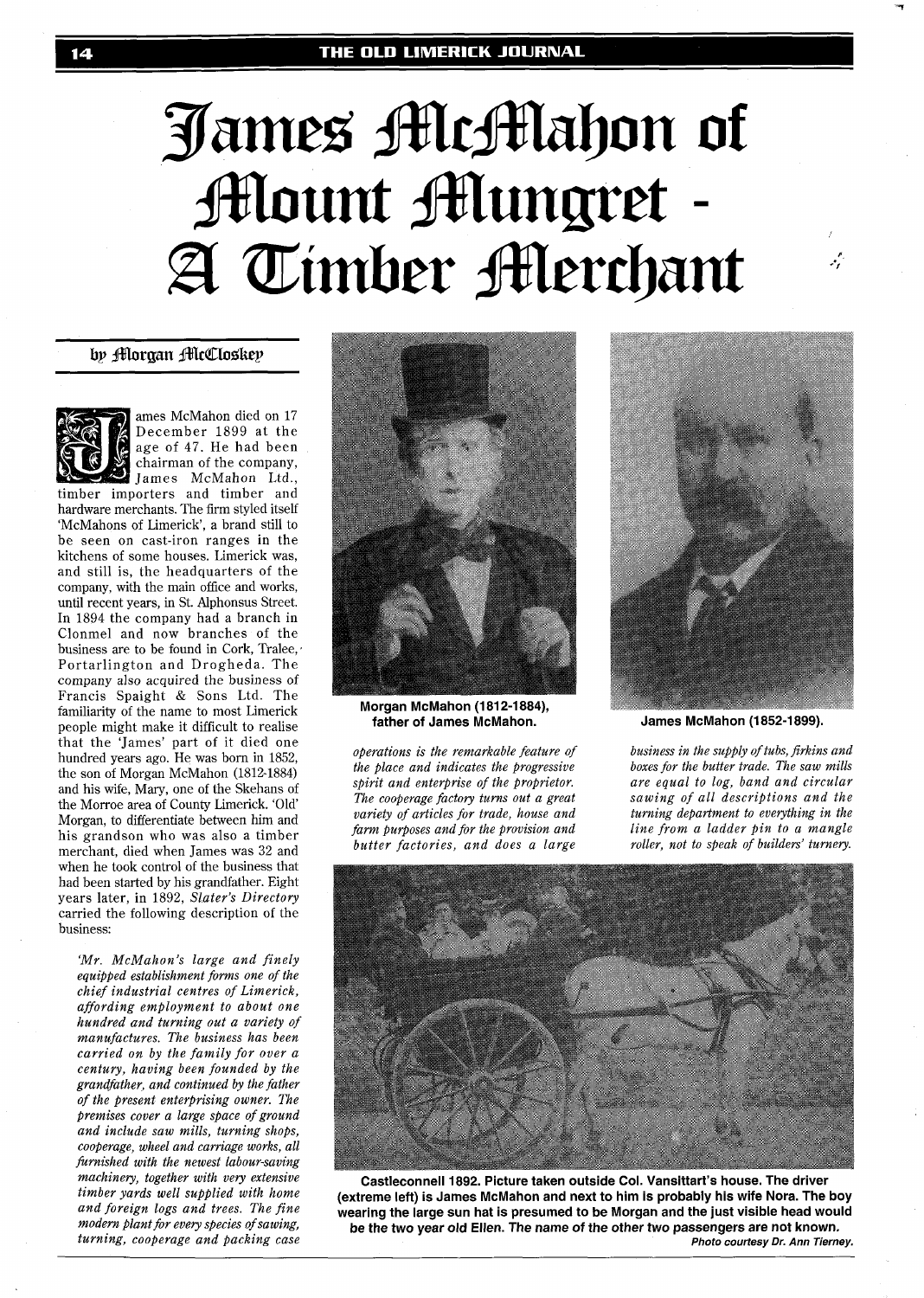# James McMahon of Mount Mungret - A Timber Merchant

by Morgan McCloskey

James McMahon died on 17 December 1899 at the age of 47. He had been chairman of the company, James McMahon Ltd., timber importers and timber and hardware merchants. The firm styled itself 'McMahons of Limerick', a brand still to be seen on cast-iron ranges in the kitchens of some houses. Limerick was, and still is, the headquarters of the company, with the main office and works, until recent years, in St. Alphonsus Street. In 1894 the company had a branch in Clonmel and now branches of the business are to be found in Cork, Tralee, Portarlington and Drogheda. The company also acquired the business of Francis Spaight & Sons Ltd. The familiarity of the name to most Limerick people might make it difficult to realise that the 'James' part of it died one hundred years ago. He was born in 1852, the son of Morgan McMahon (1812-1884) and his wife, Mary, one of the Skehans of the Morroe area of County Limerick. 'Old' Morgan, to differentiate between him and his grandson who was also a timber merchant, died when James was 32 and when he took control of the business that had been started by his grandfather. Eight years later, in 1892, *Slater's Directory* carried the following description of the business:

*'Mr. McMahon's large and finely equipped establishment forms one of the chief industrial centres of Limerick, affording employment to about one hundred and turning out a variety of manufactures. The business has been carried on by the family for over a century, having been founded by the grandfather, and continued by the father of the present enterprising owner. The premises cover a large space of ground and include saw mills, turning shops, cooperage, wheel and carriage works, all furnished with the newest labour-saving machinery, together with very extensive timber yards well supplied with home and foreign logs and trees. The fine modern plant for every species of sawing, turning, cooperage and packing case operations is the remarkable feature of the place and indicates the progressive spirit and enterprise of the proprietor. The cooperage factory turns out a great variety of articles for trade, house and farm purposes and for the provision and butter factories, and does a large business in the supply of tubs, firkins and boxes for the butter trade. The saw mills are equal to log, band and circular sawing of all descriptions and the turning department to everything in the line from a ladder pin to a mangle roller, not to speak of builders' turnery.*

**Morgan McMahon (1812-1884), father of James McMahon.**

**James McMahon (1852-1899).**

**Castleconnell 1892. Picture taken outside Col. Vansittart's house. The driver (extreme left) is James McMahon and next to him is probably his wife Nora. The boy wearing the large sun hat is presumed to be Morgan and the just visible head would be the two year old Ellen. The name of the other two passengers are not known.**
***Photo courtesy Dr. Ann Tierney.***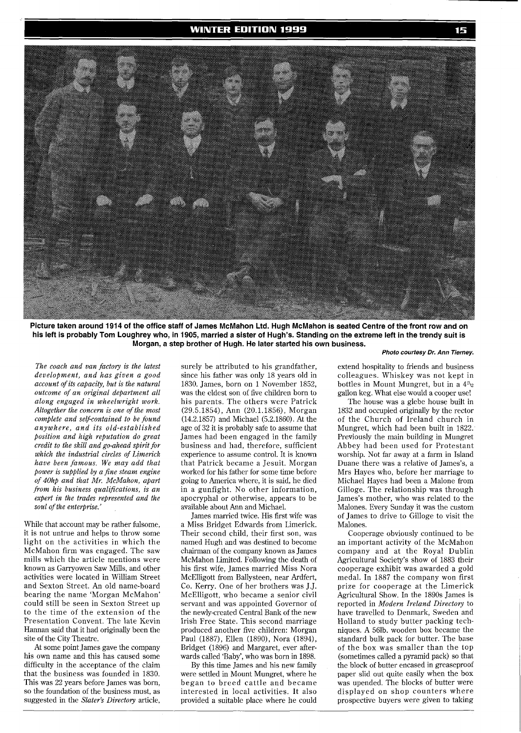**Picture taken around 1914 of the office staff of James McMahon Ltd. Hugh McMahon is seated Centre of the front row and on his left is probably Tom Loughrey who, in 1905, married a sister of Hugh's. Standing on the extreme left in the trendy suit is Morgan, a step brother of Hugh. He later started his own business.**

***Photo courtesy Dr. Ann Tierney.***

*The coach and van factory is the latest development, and has given a good account of its capacity, but is the natural outcome of an original department all along engaged in wheelwright work. Altogether the concern is one of the most complete and self-contained to be found anywhere, and its old-established position and high reputation do great credit to the skill and go-ahead spirit for which the industrial circles of Limerick have been famous. We may add that power is supplied by a fine steam engine of 40hp and that Mr. McMahon, apart from his business qualifications, is an expert in the trades represented and the soul of the enterprise.'*

While that account may be rather fulsome, it is not untrue and helps to throw some light on the activities in which the McMahon firm was engaged. The saw mills which the article mentions were known as Garryowen Saw Mills, and other activities were located in William Street and Sexton Street. An old name-board bearing the name 'Morgan McMahon' could still be seen in Sexton Street up to the time of the extension of the Presentation Convent. The late Kevin Hannan said that it had originally been the site of the City Theatre.

At some point James gave the company his own name and this has caused some difficulty in the acceptance of the claim that the business was founded in 1830. This was 22 years before James was born, so the foundation of the business must, as suggested in the *Slater's Directory* article, surely be attributed to his grandfather, since his father was only 18 years old in 1830. James, born on 1 November 1852, was the eldest son of five children born to his parents. The others were Patrick (29.5.1854), Ann (20.1.1856), Morgan (14.2.1857) and Michael (5.2.1860). At the age of 32 it is probably safe to assume that James had been engaged in the family business and had, therefore, sufficient experience to assume control. It is known that Patrick became a Jesuit. Morgan worked for his father for some time before going to America where, it is said, he died in a gunfight. No other information, apocryphal or otherwise, appears to be available about Ann and Michael.

James married twice. His first wife was a Miss Bridget Edwards from Limerick. Their second child, their first son, was named Hugh and was destined to become chairman of the company known as James McMahon Limited. Following the death of his first wife, James married Miss Nora McElligott from Ballysteen, near Ardfert, Co. Kerry. One of her brothers was J.J. McElligott, who became a senior civil servant and was appointed Governor of the newly-created Central Bank of the new Irish Free State. This second marriage produced another five children: Morgan Paul (1887), Ellen (1890), Nora (1894), Bridget (1896) and Margaret, ever afterwards called 'Baby', who was born in 1898.

By this time James and his new family were settled in Mount Mungret, where he began to breed cattle and became interested in local activities. It also provided a suitable place where he could extend hospitality to friends and business colleagues. Whiskey was not kept in bottles in Mount Mungret, but in a 4½ gallon keg. What else would a cooper use!

The house was a glebe house built in 1832 and occupied originally by the rector of the Church of Ireland church in Mungret, which had been built in 1822. Previously the main building in Mungret Abbey had been used for Protestant worship. Not far away at a farm in Island Duane there was a relative of James's, a Mrs Hayes who, before her marriage to Michael Hayes had been a Malone from Gilloge. The relationship was through James's mother, who was related to the Malones. Every Sunday it was the custom of James to drive to Gilloge to visit the Malones.

Cooperage obviously continued to be an important activity of the McMahon company and at the Royal Dublin Agricultural Society's show of 1883 their cooperage exhibit was awarded a gold medal. In 1887 the company won first prize for cooperage at the Limerick Agricultural Show. In the 1890s James is reported in *Modern Ireland Directory* to have travelled to Denmark, Sweden and Holland to study butter packing techniques. A 56lb. wooden box became the standard bulk pack for butter. The base of the box was smaller than the top (sometimes called a pyramid pack) so that the block of butter encased in greaseproof paper slid out quite easily when the box was upended. The blocks of butter were displayed on shop counters where prospective buyers were given to taking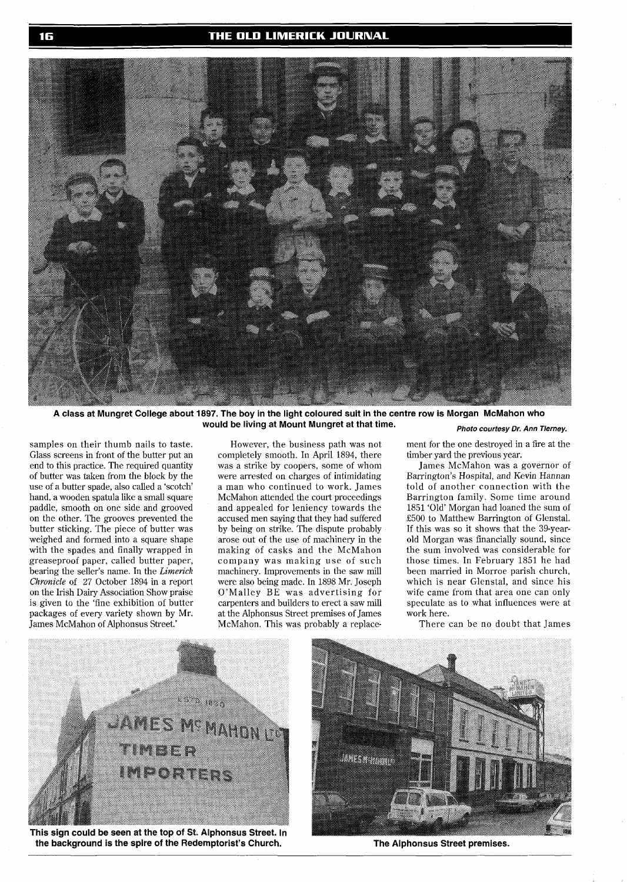A class at Mungret College about 1897. The boy in the light coloured suit in the centre row is Morgan McMahon who would be living at Mount Mungret at that time. *Photo courtesy Dr. Ann Tierney.*

samples on their thumb nails to taste. Glass screens in front of the butter put an end to this practice. The required quantity of butter was taken from the block by the use of a butter spade, also called a 'scotch' hand, a wooden spatula like a small square paddle, smooth on one side and grooved on the other. The grooves prevented the butter sticking. The piece of butter was weighed and formed into a square shape with the spades and finally wrapped in greaseproof paper, called butter paper, bearing the seller's name. In the *Limerick Chronicle* of 27 October 1894 in a report on the Irish Dairy Association Show praise is given to the 'fine exhibition of butter packages of every variety shown by Mr. James McMahon of Alphonsus Street.'

However, the business path was not completely smooth. In April 1894, there was a strike by coopers, some of whom were arrested on charges of intimidating a man who continued to work. James McMahon attended the court proceedings and appealed for leniency towards the accused men saying that they had suffered by being on strike. The dispute probably arose out of the use of machinery in the making of casks and the McMahon company was making use of such machinery. Improvements in the saw mill were also being made. In 1898 Mr. Joseph O'Malley BE was advertising for carpenters and builders to erect a saw mill at the Alphonsus Street premises of James McMahon. This was probably a replacement for the one destroyed in a fire at the timber yard the previous year.

James McMahon was a governor of Barrington's Hospital, and Kevin Hannan told of another connection with the Barrington family. Some time around 1851 'Old' Morgan had loaned the sum of £500 to Matthew Barrington of Glenstal. If this was so it shows that the 39-year-old Morgan was financially sound, since the sum involved was considerable for those times. In February 1851 he had been married in Morroe parish church, which is near Glenstal, and since his wife came from that area one can only speculate as to what influences were at work here.

There can be no doubt that James

This sign could be seen at the top of St. Alphonsus Street. In the background is the spire of the Redemptorist's Church.

The Alphonsus Street premises.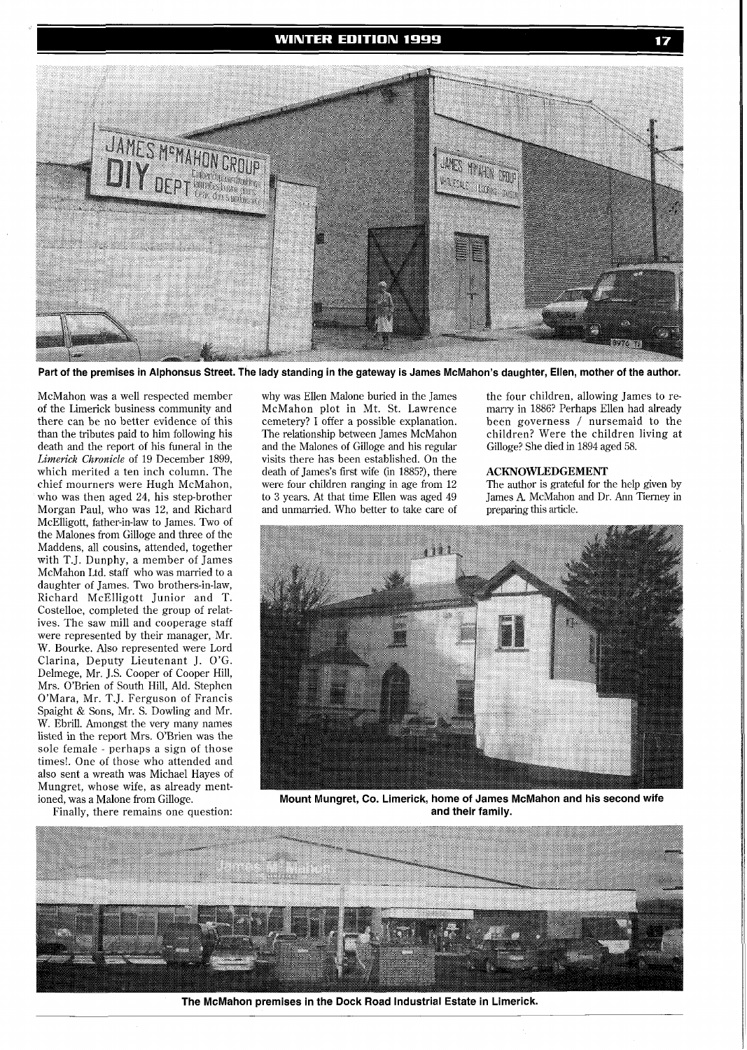Part of the premises in Alphonsus Street. The lady standing in the gateway is James McMahon's daughter, Ellen, mother of the author.

McMahon was a well respected member of the Limerick business community and there can be no better evidence of this than the tributes paid to him following his death and the report of his funeral in the *Limerick Chronicle* of 19 December 1899, which merited a ten inch column. The chief mourners were Hugh McMahon, who was then aged 24, his step-brother Morgan Paul, who was 12, and Richard McElligott, father-in-law to James. Two of the Malones from Gilloge and three of the Maddens, all cousins, attended, together with T.J. Dunphy, a member of James McMahon Ltd. staff who was married to a daughter of James. Two brothers-in-law, Richard McElligott Junior and T. Costelloe, completed the group of relatives. The saw mill and cooperage staff were represented by their manager, Mr. W. Bourke. Also represented were Lord Clarina, Deputy Lieutenant J. O'G. Delmege, Mr. J.S. Cooper of Cooper Hill, Mrs. O'Brien of South Hill, Ald. Stephen O'Mara, Mr. T.J. Ferguson of Francis Spaight & Sons, Mr. S. Dowling and Mr. W. Ebrill. Amongst the very many names listed in the report Mrs. O'Brien was the sole female - perhaps a sign of those times!. One of those who attended and also sent a wreath was Michael Hayes of Mungret, whose wife, as already mentioned, was a Malone from Gilloge.

Finally, there remains one question: why was Ellen Malone buried in the James McMahon plot in Mt. St. Lawrence cemetery? I offer a possible explanation. The relationship between James McMahon and the Malones of Gilloge and his regular visits there has been established. On the death of James's first wife (in 1885?), there were four children ranging in age from 12 to 3 years. At that time Ellen was aged 49 and unmarried. Who better to take care of the four children, allowing James to remarry in 1886? Perhaps Ellen had already been governess / nursemaid to the children? Were the children living at Gilloge? She died in 1894 aged 58.

## ACKNOWLEDGEMENT

The author is grateful for the help given by James A. McMahon and Dr. Ann Tierney in preparing this article.

Mount Mungret, Co. Limerick, home of James McMahon and his second wife and their family.

The McMahon premises in the Dock Road Industrial Estate in Limerick.